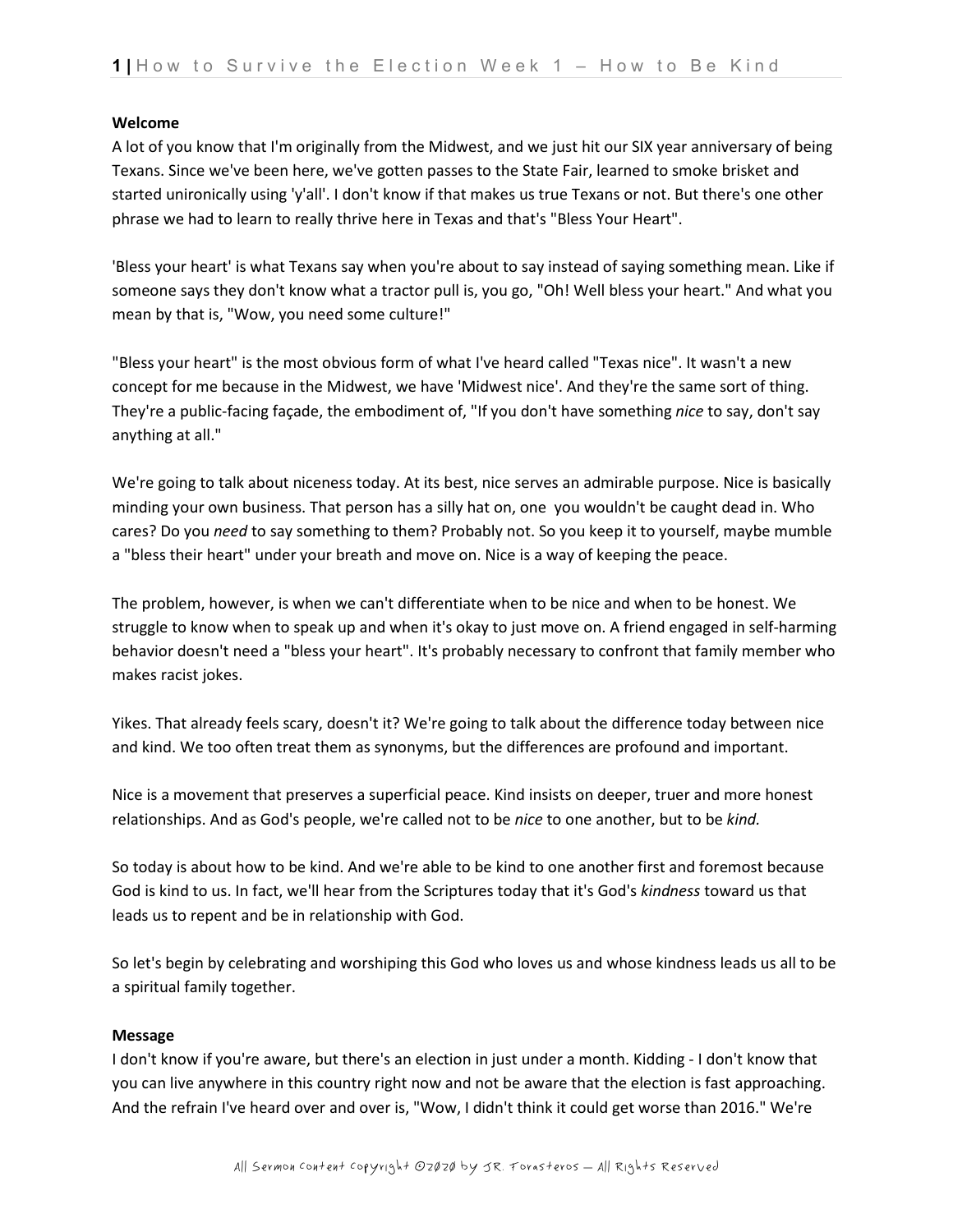**Welcome**

A lot of you know that I'm originally from the Midwest, and we just hit our SIX year anniversary of being Texans. Since we've been here, we've gotten passes to the State Fair, learned to smoke brisket and started unironically using 'y'all'. I don't know if that makes us true Texans or not. But there's one other phrase we had to learn to really thrive here in Texas and that's "Bless Your Heart".

'Bless your heart' is what Texans say when you're about to say instead of saying something mean. Like if someone says they don't know what a tractor pull is, you go, "Oh! Well bless your heart." And what you mean by that is, "Wow, you need some culture!"

"Bless your heart" is the most obvious form of what I've heard called "Texas nice". It wasn't a new concept for me because in the Midwest, we have 'Midwest nice'. And they're the same sort of thing. They're a public-facing façade, the embodiment of, "If you don't have something *nice* to say, don't say anything at all."

We're going to talk about niceness today. At its best, nice serves an admirable purpose. Nice is basically minding your own business. That person has a silly hat on, one you wouldn't be caught dead in. Who cares? Do you *need* to say something to them? Probably not. So you keep it to yourself, maybe mumble a "bless their heart" under your breath and move on. Nice is a way of keeping the peace.

The problem, however, is when we can't differentiate when to be nice and when to be honest. We struggle to know when to speak up and when it's okay to just move on. A friend engaged in self-harming behavior doesn't need a "bless your heart". It's probably necessary to confront that family member who makes racist jokes.

Yikes. That already feels scary, doesn't it? We're going to talk about the difference today between nice and kind. We too often treat them as synonyms, but the differences are profound and important.

Nice is a movement that preserves a superficial peace. Kind insists on deeper, truer and more honest relationships. And as God's people, we're called not to be *nice* to one another, but to be *kind.*

So today is about how to be kind. And we're able to be kind to one another first and foremost because God is kind to us. In fact, we'll hear from the Scriptures today that it's God's *kindness* toward us that leads us to repent and be in relationship with God.

So let's begin by celebrating and worshiping this God who loves us and whose kindness leads us all to be a spiritual family together.

**Message**

I don't know if you're aware, but there's an election in just under a month. Kidding - I don't know that you can live anywhere in this country right now and not be aware that the election is fast approaching. And the refrain I've heard over and over is, "Wow, I didn't think it could get worse than 2016." We're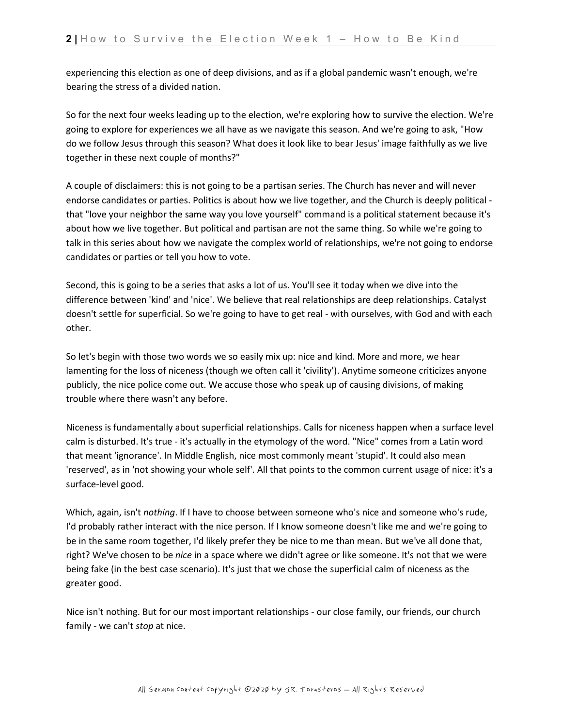experiencing this election as one of deep divisions, and as if a global pandemic wasn't enough, we're bearing the stress of a divided nation.

So for the next four weeks leading up to the election, we're exploring how to survive the election. We're going to explore for experiences we all have as we navigate this season. And we're going to ask, "How do we follow Jesus through this season? What does it look like to bear Jesus' image faithfully as we live together in these next couple of months?"

A couple of disclaimers: this is not going to be a partisan series. The Church has never and will never endorse candidates or parties. Politics is about how we live together, and the Church is deeply political - that "love your neighbor the same way you love yourself" command is a political statement because it's about how we live together. But political and partisan are not the same thing. So while we're going to talk in this series about how we navigate the complex world of relationships, we're not going to endorse candidates or parties or tell you how to vote.

Second, this is going to be a series that asks a lot of us. You'll see it today when we dive into the difference between 'kind' and 'nice'. We believe that real relationships are deep relationships. Catalyst doesn't settle for superficial. So we're going to have to get real - with ourselves, with God and with each other.

So let's begin with those two words we so easily mix up: nice and kind. More and more, we hear lamenting for the loss of niceness (though we often call it 'civility'). Anytime someone criticizes anyone publicly, the nice police come out. We accuse those who speak up of causing divisions, of making trouble where there wasn't any before.

Niceness is fundamentally about superficial relationships. Calls for niceness happen when a surface level calm is disturbed. It's true - it's actually in the etymology of the word. "Nice" comes from a Latin word that meant 'ignorance'. In Middle English, nice most commonly meant 'stupid'. It could also mean 'reserved', as in 'not showing your whole self'. All that points to the common current usage of nice: it's a surface-level good.

Which, again, isn't *nothing*. If I have to choose between someone who's nice and someone who's rude, I'd probably rather interact with the nice person. If I know someone doesn't like me and we're going to be in the same room together, I'd likely prefer they be nice to me than mean. But we've all done that, right? We've chosen to be *nice* in a space where we didn't agree or like someone. It's not that we were being fake (in the best case scenario). It's just that we chose the superficial calm of niceness as the greater good.

Nice isn't nothing. But for our most important relationships - our close family, our friends, our church family - we can't *stop* at nice.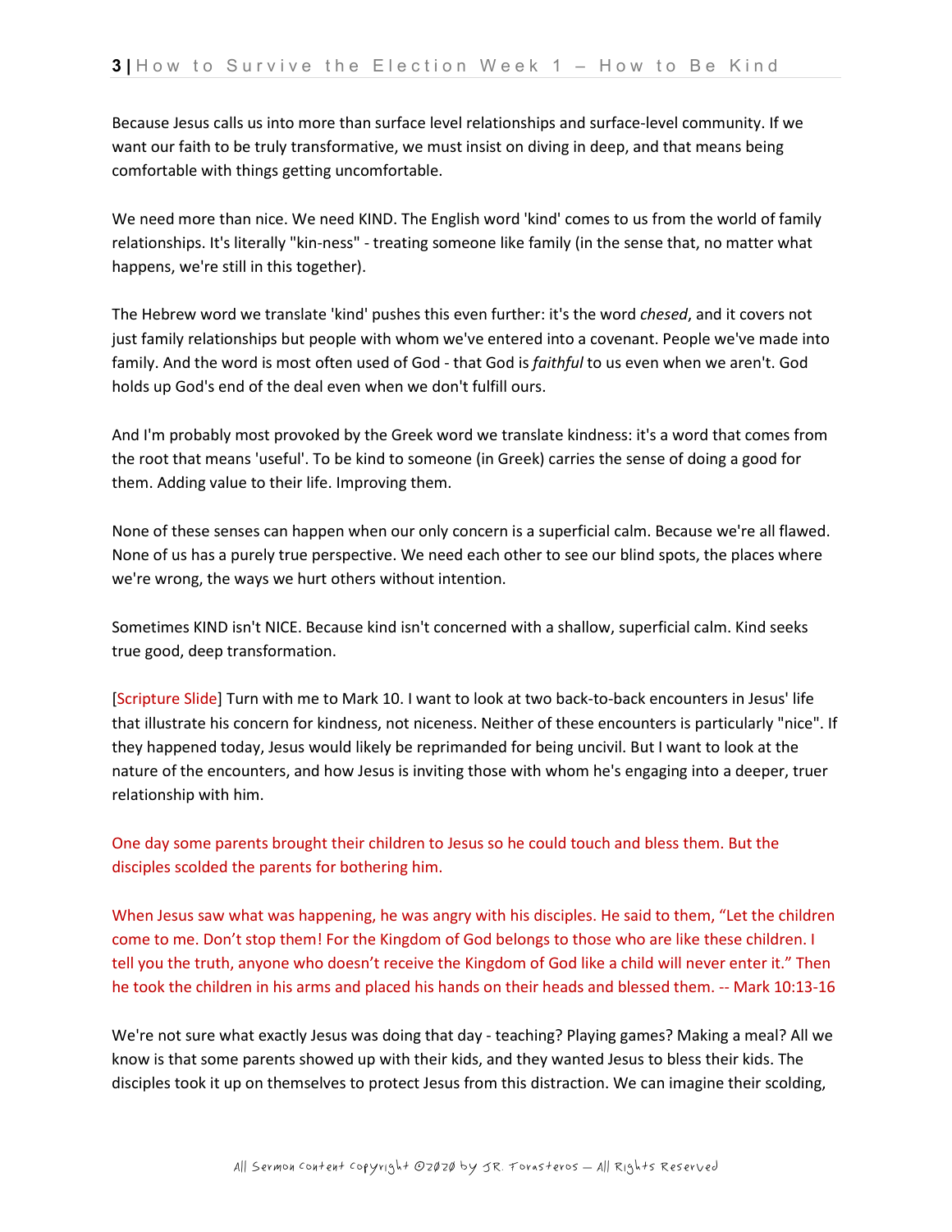Because Jesus calls us into more than surface level relationships and surface-level community. If we want our faith to be truly transformative, we must insist on diving in deep, and that means being comfortable with things getting uncomfortable.

We need more than nice. We need KIND. The English word 'kind' comes to us from the world of family relationships. It's literally "kin-ness" - treating someone like family (in the sense that, no matter what happens, we're still in this together).

The Hebrew word we translate 'kind' pushes this even further: it's the word *chesed*, and it covers not just family relationships but people with whom we've entered into a covenant. People we've made into family. And the word is most often used of God - that God is *faithful* to us even when we aren't. God holds up God's end of the deal even when we don't fulfill ours.

And I'm probably most provoked by the Greek word we translate kindness: it's a word that comes from the root that means 'useful'. To be kind to someone (in Greek) carries the sense of doing a good for them. Adding value to their life. Improving them.

None of these senses can happen when our only concern is a superficial calm. Because we're all flawed. None of us has a purely true perspective. We need each other to see our blind spots, the places where we're wrong, the ways we hurt others without intention.

Sometimes KIND isn't NICE. Because kind isn't concerned with a shallow, superficial calm. Kind seeks true good, deep transformation.

[Scripture Slide] Turn with me to Mark 10. I want to look at two back-to-back encounters in Jesus' life that illustrate his concern for kindness, not niceness. Neither of these encounters is particularly "nice". If they happened today, Jesus would likely be reprimanded for being uncivil. But I want to look at the nature of the encounters, and how Jesus is inviting those with whom he's engaging into a deeper, truer relationship with him.

One day some parents brought their children to Jesus so he could touch and bless them. But the disciples scolded the parents for bothering him.

When Jesus saw what was happening, he was angry with his disciples. He said to them, "Let the children come to me. Don't stop them! For the Kingdom of God belongs to those who are like these children. I tell you the truth, anyone who doesn't receive the Kingdom of God like a child will never enter it." Then he took the children in his arms and placed his hands on their heads and blessed them. -- Mark 10:13-16

We're not sure what exactly Jesus was doing that day - teaching? Playing games? Making a meal? All we know is that some parents showed up with their kids, and they wanted Jesus to bless their kids. The disciples took it up on themselves to protect Jesus from this distraction. We can imagine their scolding,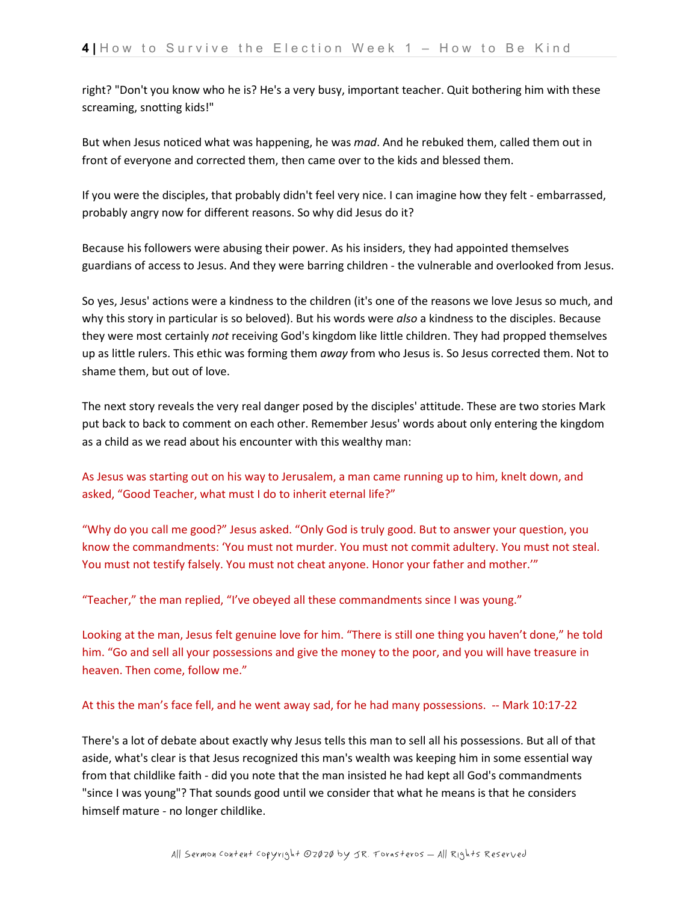right? "Don't you know who he is? He's a very busy, important teacher. Quit bothering him with these screaming, snotting kids!"

But when Jesus noticed what was happening, he was *mad*. And he rebuked them, called them out in front of everyone and corrected them, then came over to the kids and blessed them.

If you were the disciples, that probably didn't feel very nice. I can imagine how they felt - embarrassed, probably angry now for different reasons. So why did Jesus do it?

Because his followers were abusing their power. As his insiders, they had appointed themselves guardians of access to Jesus. And they were barring children - the vulnerable and overlooked from Jesus.

So yes, Jesus' actions were a kindness to the children (it's one of the reasons we love Jesus so much, and why this story in particular is so beloved). But his words were *also* a kindness to the disciples. Because they were most certainly *not* receiving God's kingdom like little children. They had propped themselves up as little rulers. This ethic was forming them *away* from who Jesus is. So Jesus corrected them. Not to shame them, but out of love.

The next story reveals the very real danger posed by the disciples' attitude. These are two stories Mark put back to back to comment on each other. Remember Jesus' words about only entering the kingdom as a child as we read about his encounter with this wealthy man:

As Jesus was starting out on his way to Jerusalem, a man came running up to him, knelt down, and asked, "Good Teacher, what must I do to inherit eternal life?"

"Why do you call me good?" Jesus asked. "Only God is truly good. But to answer your question, you know the commandments: 'You must not murder. You must not commit adultery. You must not steal. You must not testify falsely. You must not cheat anyone. Honor your father and mother.'"

"Teacher," the man replied, "I've obeyed all these commandments since I was young."

Looking at the man, Jesus felt genuine love for him. "There is still one thing you haven't done," he told him. "Go and sell all your possessions and give the money to the poor, and you will have treasure in heaven. Then come, follow me."

At this the man's face fell, and he went away sad, for he had many possessions. -- Mark 10:17-22

There's a lot of debate about exactly why Jesus tells this man to sell all his possessions. But all of that aside, what's clear is that Jesus recognized this man's wealth was keeping him in some essential way from that childlike faith - did you note that the man insisted he had kept all God's commandments "since I was young"? That sounds good until we consider that what he means is that he considers himself mature - no longer childlike.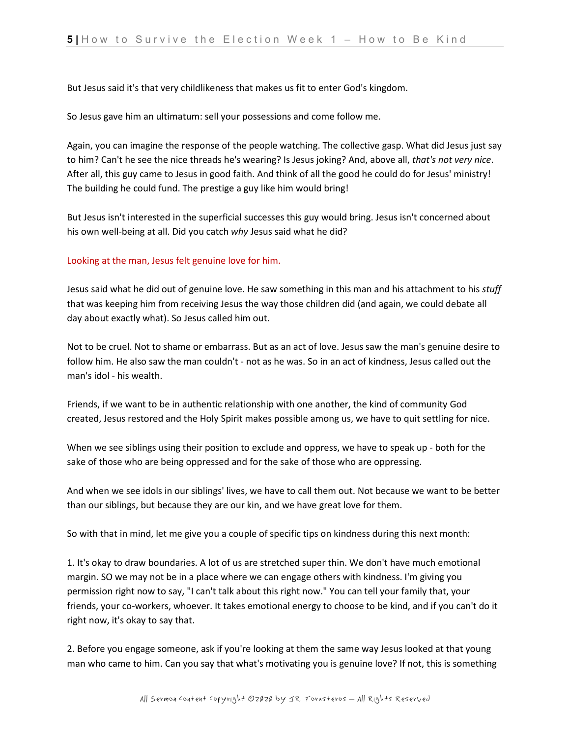But Jesus said it's that very childlikeness that makes us fit to enter God's kingdom.

So Jesus gave him an ultimatum: sell your possessions and come follow me.

Again, you can imagine the response of the people watching. The collective gasp. What did Jesus just say to him? Can't he see the nice threads he's wearing? Is Jesus joking? And, above all, *that's not very nice*. After all, this guy came to Jesus in good faith. And think of all the good he could do for Jesus' ministry! The building he could fund. The prestige a guy like him would bring!

But Jesus isn't interested in the superficial successes this guy would bring. Jesus isn't concerned about his own well-being at all. Did you catch *why* Jesus said what he did?

Looking at the man, Jesus felt genuine love for him.

Jesus said what he did out of genuine love. He saw something in this man and his attachment to his *stuff* that was keeping him from receiving Jesus the way those children did (and again, we could debate all day about exactly what). So Jesus called him out.

Not to be cruel. Not to shame or embarrass. But as an act of love. Jesus saw the man's genuine desire to follow him. He also saw the man couldn't - not as he was. So in an act of kindness, Jesus called out the man's idol - his wealth.

Friends, if we want to be in authentic relationship with one another, the kind of community God created, Jesus restored and the Holy Spirit makes possible among us, we have to quit settling for nice.

When we see siblings using their position to exclude and oppress, we have to speak up - both for the sake of those who are being oppressed and for the sake of those who are oppressing.

And when we see idols in our siblings' lives, we have to call them out. Not because we want to be better than our siblings, but because they are our kin, and we have great love for them.

So with that in mind, let me give you a couple of specific tips on kindness during this next month:

1. It's okay to draw boundaries. A lot of us are stretched super thin. We don't have much emotional margin. SO we may not be in a place where we can engage others with kindness. I'm giving you permission right now to say, "I can't talk about this right now." You can tell your family that, your friends, your co-workers, whoever. It takes emotional energy to choose to be kind, and if you can't do it right now, it's okay to say that.

2. Before you engage someone, ask if you're looking at them the same way Jesus looked at that young man who came to him. Can you say that what's motivating you is genuine love? If not, this is something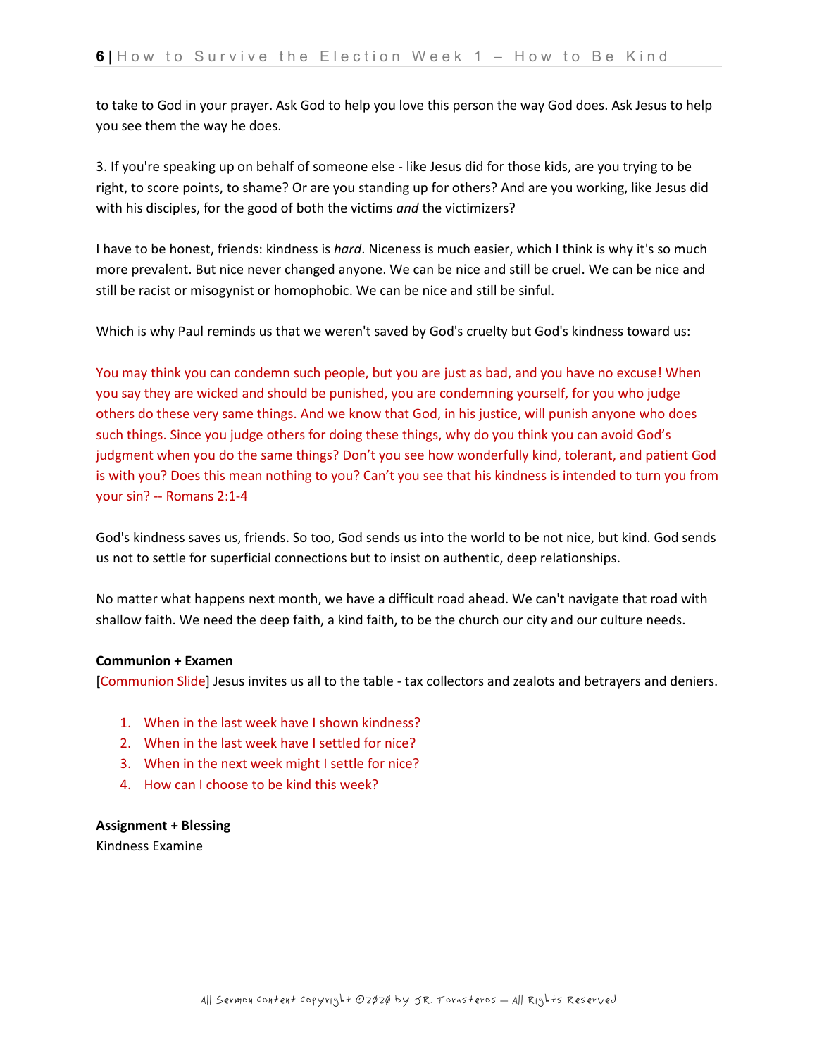to take to God in your prayer. Ask God to help you love this person the way God does. Ask Jesus to help you see them the way he does.

3. If you're speaking up on behalf of someone else - like Jesus did for those kids, are you trying to be right, to score points, to shame? Or are you standing up for others? And are you working, like Jesus did with his disciples, for the good of both the victims *and* the victimizers?

I have to be honest, friends: kindness is *hard*. Niceness is much easier, which I think is why it's so much more prevalent. But nice never changed anyone. We can be nice and still be cruel. We can be nice and still be racist or misogynist or homophobic. We can be nice and still be sinful.

Which is why Paul reminds us that we weren't saved by God's cruelty but God's kindness toward us:

You may think you can condemn such people, but you are just as bad, and you have no excuse! When you say they are wicked and should be punished, you are condemning yourself, for you who judge others do these very same things. And we know that God, in his justice, will punish anyone who does such things. Since you judge others for doing these things, why do you think you can avoid God's judgment when you do the same things? Don't you see how wonderfully kind, tolerant, and patient God is with you? Does this mean nothing to you? Can't you see that his kindness is intended to turn you from your sin? -- Romans 2:1-4

God's kindness saves us, friends. So too, God sends us into the world to be not nice, but kind. God sends us not to settle for superficial connections but to insist on authentic, deep relationships.

No matter what happens next month, we have a difficult road ahead. We can't navigate that road with shallow faith. We need the deep faith, a kind faith, to be the church our city and our culture needs.

**Communion + Examen**

[Communion Slide] Jesus invites us all to the table - tax collectors and zealots and betrayers and deniers.

1. When in the last week have I shown kindness?
2. When in the last week have I settled for nice?
3. When in the next week might I settle for nice?
4. How can I choose to be kind this week?

**Assignment + Blessing**

Kindness Examine

All Sermon Content Copyright ©2020 by JR. Forasteros — All Rights Reserved